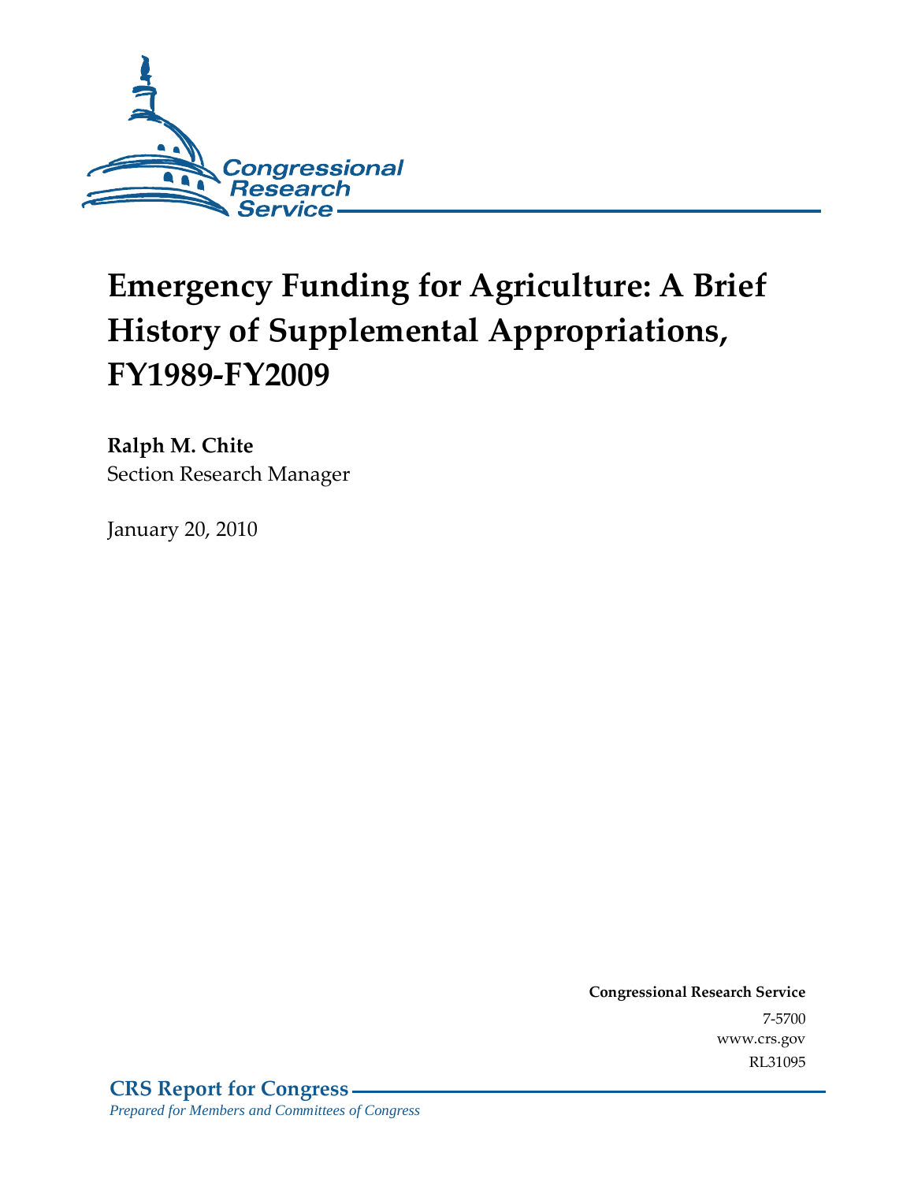Congressional Research Service

# Emergency Funding for Agriculture: A Brief History of Supplemental Appropriations, FY1989-FY2009

**Ralph M. Chite**
Section Research Manager

January 20, 2010

**Congressional Research Service**
7-5700
www.crs.gov
RL31095

**CRS Report for Congress**
*Prepared for Members and Committees of Congress*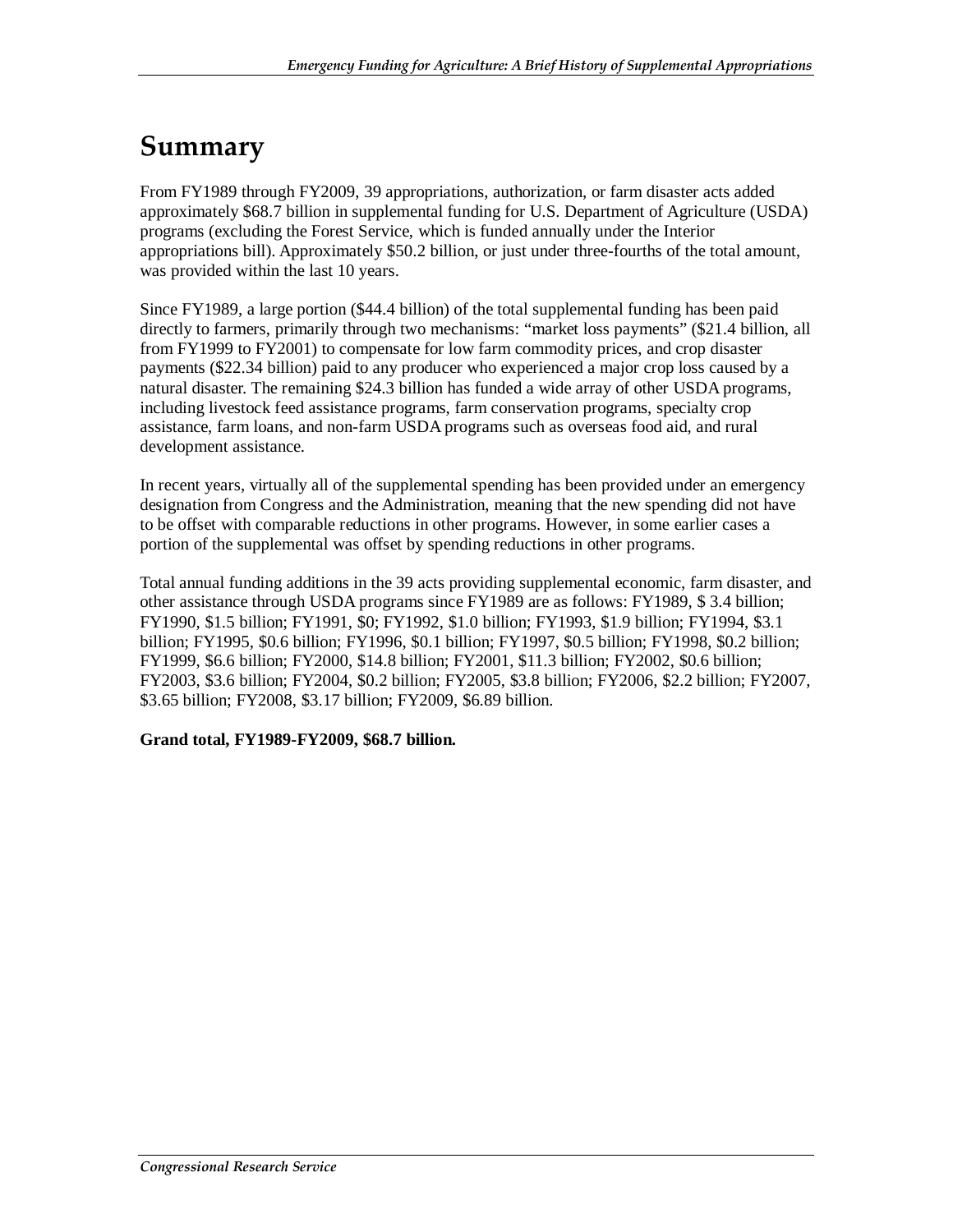# Summary

From FY1989 through FY2009, 39 appropriations, authorization, or farm disaster acts added approximately $68.7 billion in supplemental funding for U.S. Department of Agriculture (USDA) programs (excluding the Forest Service, which is funded annually under the Interior appropriations bill). Approximately $50.2 billion, or just under three-fourths of the total amount, was provided within the last 10 years.

Since FY1989, a large portion ($44.4 billion) of the total supplemental funding has been paid directly to farmers, primarily through two mechanisms: "market loss payments" ($21.4 billion, all from FY1999 to FY2001) to compensate for low farm commodity prices, and crop disaster payments ($22.34 billion) paid to any producer who experienced a major crop loss caused by a natural disaster. The remaining $24.3 billion has funded a wide array of other USDA programs, including livestock feed assistance programs, farm conservation programs, specialty crop assistance, farm loans, and non-farm USDA programs such as overseas food aid, and rural development assistance.

In recent years, virtually all of the supplemental spending has been provided under an emergency designation from Congress and the Administration, meaning that the new spending did not have to be offset with comparable reductions in other programs. However, in some earlier cases a portion of the supplemental was offset by spending reductions in other programs.

Total annual funding additions in the 39 acts providing supplemental economic, farm disaster, and other assistance through USDA programs since FY1989 are as follows: FY1989, $ 3.4 billion; FY1990, $1.5 billion; FY1991, $0; FY1992, $1.0 billion; FY1993, $1.9 billion; FY1994, $3.1 billion; FY1995, $0.6 billion; FY1996, $0.1 billion; FY1997, $0.5 billion; FY1998, $0.2 billion; FY1999, $6.6 billion; FY2000, $14.8 billion; FY2001, $11.3 billion; FY2002, $0.6 billion; FY2003, $3.6 billion; FY2004, $0.2 billion; FY2005, $3.8 billion; FY2006, $2.2 billion; FY2007, $3.65 billion; FY2008, $3.17 billion; FY2009, $6.89 billion.

**Grand total, FY1989-FY2009, $68.7 billion.**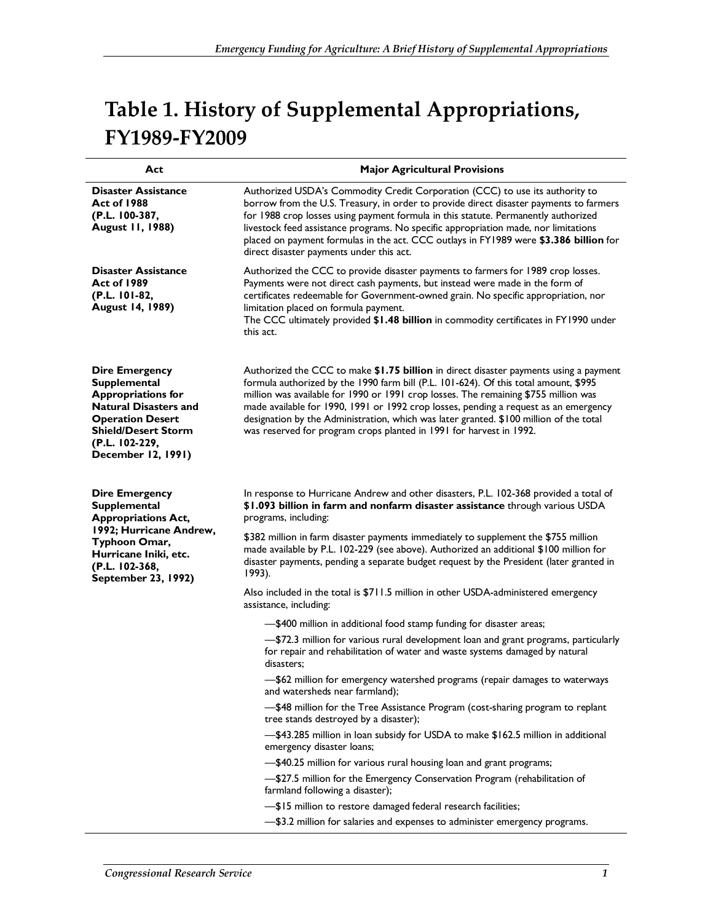# Table 1. History of Supplemental Appropriations, FY1989-FY2009

| Act | Major Agricultural Provisions |
| --- | --- |
| **Disaster Assistance Act of 1988 (P.L. 100-387, August 11, 1988)** | Authorized USDA's Commodity Credit Corporation (CCC) to use its authority to borrow from the U.S. Treasury, in order to provide direct disaster payments to farmers for 1988 crop losses using payment formula in this statute. Permanently authorized livestock feed assistance programs. No specific appropriation made, nor limitations placed on payment formulas in the act. CCC outlays in FY1989 were **$3.386 billion** for direct disaster payments under this act. |
| **Disaster Assistance Act of 1989 (P.L. 101-82, August 14, 1989)** | Authorized the CCC to provide disaster payments to farmers for 1989 crop losses. Payments were not direct cash payments, but instead were made in the form of certificates redeemable for Government-owned grain. No specific appropriation, nor limitation placed on formula payment.<br>The CCC ultimately provided **$1.48 billion** in commodity certificates in FY1990 under this act. |
| **Dire Emergency Supplemental Appropriations for Natural Disasters and Operation Desert Shield/Desert Storm (P.L. 102-229, December 12, 1991)** | Authorized the CCC to make **$1.75 billion** in direct disaster payments using a payment formula authorized by the 1990 farm bill (P.L. 101-624). Of this total amount, $995 million was available for 1990 or 1991 crop losses. The remaining $755 million was made available for 1990, 1991 or 1992 crop losses, pending a request as an emergency designation by the Administration, which was later granted. $100 million of the total was reserved for program crops planted in 1991 for harvest in 1992. |
| **Dire Emergency Supplemental Appropriations Act, 1992; Hurricane Andrew, Typhoon Omar, Hurricane Iniki, etc. (P.L. 102-368, September 23, 1992)** | In response to Hurricane Andrew and other disasters, P.L. 102-368 provided a total of **$1.093 billion in farm and nonfarm disaster assistance** through various USDA programs, including:<br><br>$382 million in farm disaster payments immediately to supplement the $755 million made available by P.L. 102-229 (see above). Authorized an additional $100 million for disaster payments, pending a separate budget request by the President (later granted in 1993).<br><br>Also included in the total is $711.5 million in other USDA-administered emergency assistance, including:<br><br>—$400 million in additional food stamp funding for disaster areas;<br>—$72.3 million for various rural development loan and grant programs, particularly for repair and rehabilitation of water and waste systems damaged by natural disasters;<br>—$62 million for emergency watershed programs (repair damages to waterways and watersheds near farmland);<br>—$48 million for the Tree Assistance Program (cost-sharing program to replant tree stands destroyed by a disaster);<br>—$43.285 million in loan subsidy for USDA to make $162.5 million in additional emergency disaster loans;<br>—$40.25 million for various rural housing loan and grant programs;<br>—$27.5 million for the Emergency Conservation Program (rehabilitation of farmland following a disaster);<br>—$15 million to restore damaged federal research facilities;<br>—$3.2 million for salaries and expenses to administer emergency programs. |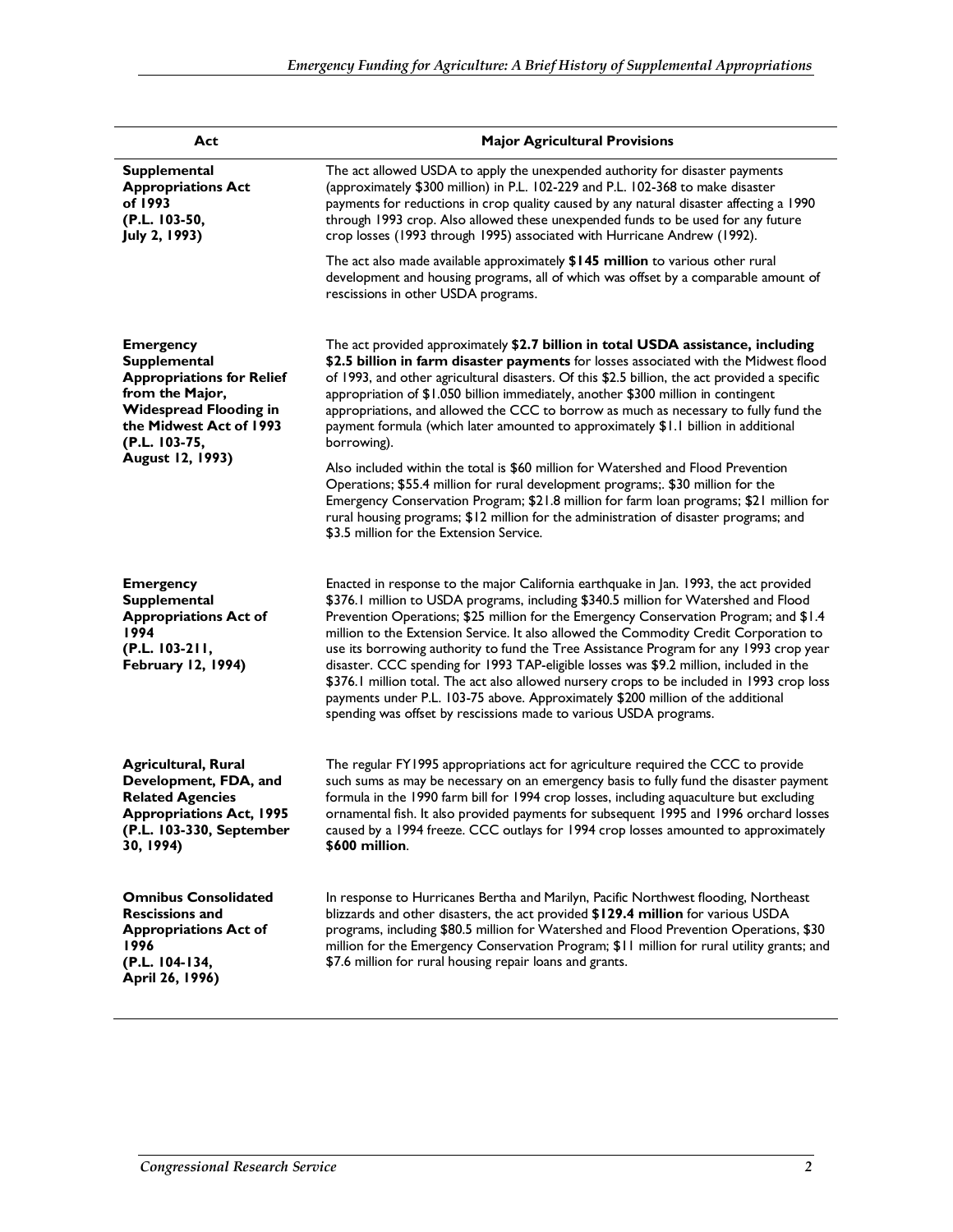| Act | Major Agricultural Provisions |
| --- | --- |
| **Supplemental Appropriations Act of 1993 (P.L. 103-50, July 2, 1993)** | The act allowed USDA to apply the unexpended authority for disaster payments (approximately $300 million) in P.L. 102-229 and P.L. 102-368 to make disaster payments for reductions in crop quality caused by any natural disaster affecting a 1990 through 1993 crop. Also allowed these unexpended funds to be used for any future crop losses (1993 through 1995) associated with Hurricane Andrew (1992).<br><br>The act also made available approximately **$145 million** to various other rural development and housing programs, all of which was offset by a comparable amount of rescissions in other USDA programs. |
| **Emergency Supplemental Appropriations for Relief from the Major, Widespread Flooding in the Midwest Act of 1993 (P.L. 103-75, August 12, 1993)** | The act provided approximately **$2.7 billion in total USDA assistance, including $2.5 billion in farm disaster payments** for losses associated with the Midwest flood of 1993, and other agricultural disasters. Of this $2.5 billion, the act provided a specific appropriation of $1.050 billion immediately, another $300 million in contingent appropriations, and allowed the CCC to borrow as much as necessary to fully fund the payment formula (which later amounted to approximately $1.1 billion in additional borrowing).<br><br>Also included within the total is $60 million for Watershed and Flood Prevention Operations; $55.4 million for rural development programs;. $30 million for the Emergency Conservation Program; $21.8 million for farm loan programs; $21 million for rural housing programs; $12 million for the administration of disaster programs; and $3.5 million for the Extension Service. |
| **Emergency Supplemental Appropriations Act of 1994 (P.L. 103-211, February 12, 1994)** | Enacted in response to the major California earthquake in Jan. 1993, the act provided $376.1 million to USDA programs, including $340.5 million for Watershed and Flood Prevention Operations; $25 million for the Emergency Conservation Program; and $1.4 million to the Extension Service. It also allowed the Commodity Credit Corporation to use its borrowing authority to fund the Tree Assistance Program for any 1993 crop year disaster. CCC spending for 1993 TAP-eligible losses was $9.2 million, included in the $376.1 million total. The act also allowed nursery crops to be included in 1993 crop loss payments under P.L. 103-75 above. Approximately $200 million of the additional spending was offset by rescissions made to various USDA programs. |
| **Agricultural, Rural Development, FDA, and Related Agencies Appropriations Act, 1995 (P.L. 103-330, September 30, 1994)** | The regular FY1995 appropriations act for agriculture required the CCC to provide such sums as may be necessary on an emergency basis to fully fund the disaster payment formula in the 1990 farm bill for 1994 crop losses, including aquaculture but excluding ornamental fish. It also provided payments for subsequent 1995 and 1996 orchard losses caused by a 1994 freeze. CCC outlays for 1994 crop losses amounted to approximately **$600 million**. |
| **Omnibus Consolidated Rescissions and Appropriations Act of 1996 (P.L. 104-134, April 26, 1996)** | In response to Hurricanes Bertha and Marilyn, Pacific Northwest flooding, Northeast blizzards and other disasters, the act provided **$129.4 million** for various USDA programs, including $80.5 million for Watershed and Flood Prevention Operations, $30 million for the Emergency Conservation Program; $11 million for rural utility grants; and $7.6 million for rural housing repair loans and grants. |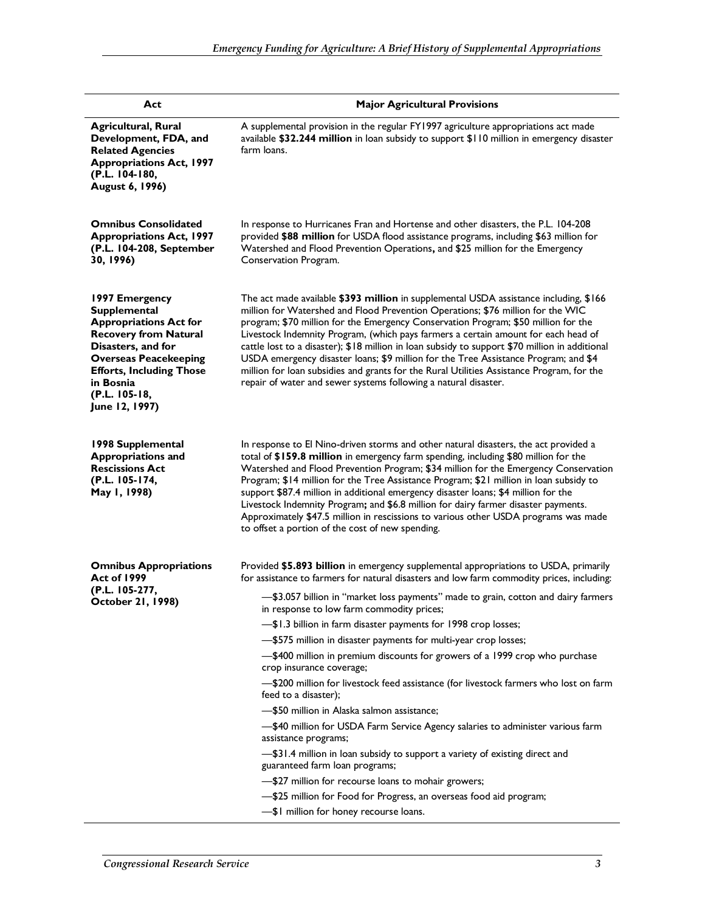| Act | Major Agricultural Provisions |
|---|---|
| **Agricultural, Rural Development, FDA, and Related Agencies Appropriations Act, 1997 (P.L. 104-180, August 6, 1996)** | A supplemental provision in the regular FY1997 agriculture appropriations act made available **$32.244 million** in loan subsidy to support $110 million in emergency disaster farm loans. |
| **Omnibus Consolidated Appropriations Act, 1997 (P.L. 104-208, September 30, 1996)** | In response to Hurricanes Fran and Hortense and other disasters, the P.L. 104-208 provided **$88 million** for USDA flood assistance programs, including $63 million for Watershed and Flood Prevention Operations**,** and $25 million for the Emergency Conservation Program. |
| **1997 Emergency Supplemental Appropriations Act for Recovery from Natural Disasters, and for Overseas Peacekeeping Efforts, Including Those in Bosnia (P.L. 105-18, June 12, 1997)** | The act made available **$393 million** in supplemental USDA assistance including, $166 million for Watershed and Flood Prevention Operations; $76 million for the WIC program; $70 million for the Emergency Conservation Program; $50 million for the Livestock Indemnity Program, (which pays farmers a certain amount for each head of cattle lost to a disaster); $18 million in loan subsidy to support $70 million in additional USDA emergency disaster loans; $9 million for the Tree Assistance Program; and $4 million for loan subsidies and grants for the Rural Utilities Assistance Program, for the repair of water and sewer systems following a natural disaster. |
| **1998 Supplemental Appropriations and Rescissions Act (P.L. 105-174, May 1, 1998)** | In response to El Nino-driven storms and other natural disasters, the act provided a total of **$159.8 million** in emergency farm spending, including $80 million for the Watershed and Flood Prevention Program; $34 million for the Emergency Conservation Program; $14 million for the Tree Assistance Program; $21 million in loan subsidy to support $87.4 million in additional emergency disaster loans; $4 million for the Livestock Indemnity Program**;** and $6.8 million for dairy farmer disaster payments. Approximately $47.5 million in rescissions to various other USDA programs was made to offset a portion of the cost of new spending. |
| **Omnibus Appropriations Act of 1999 (P.L. 105-277, October 21, 1998)** | Provided **$5.893 billion** in emergency supplemental appropriations to USDA, primarily for assistance to farmers for natural disasters and low farm commodity prices, including: <br>—$3.057 billion in "market loss payments" made to grain, cotton and dairy farmers in response to low farm commodity prices; <br>—$1.3 billion in farm disaster payments for 1998 crop losses; <br>—$575 million in disaster payments for multi-year crop losses; <br>—$400 million in premium discounts for growers of a 1999 crop who purchase crop insurance coverage; <br>—$200 million for livestock feed assistance (for livestock farmers who lost on farm feed to a disaster); <br>—$50 million in Alaska salmon assistance; <br>—$40 million for USDA Farm Service Agency salaries to administer various farm assistance programs; <br>—$31.4 million in loan subsidy to support a variety of existing direct and guaranteed farm loan programs; <br>—$27 million for recourse loans to mohair growers; <br>—$25 million for Food for Progress, an overseas food aid program; <br>—$1 million for honey recourse loans. |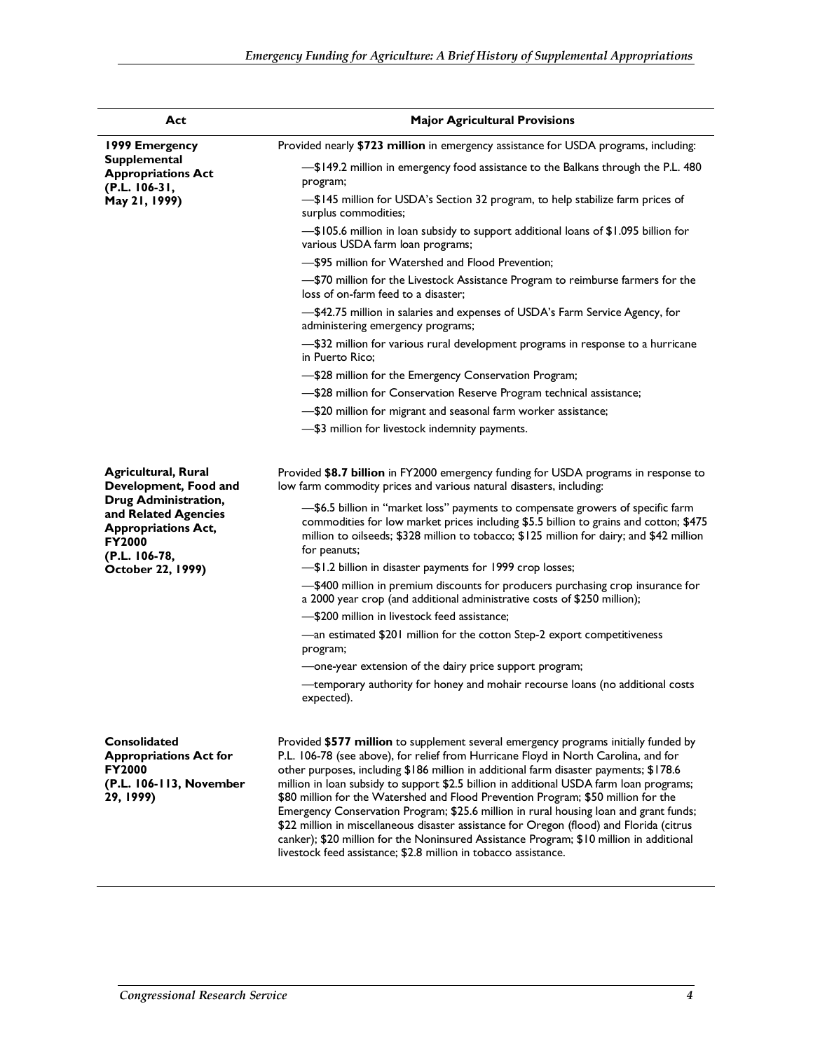| Act | Major Agricultural Provisions |
|---|---|
| **1999 Emergency Supplemental Appropriations Act (P.L. 106-31, May 21, 1999)** | Provided nearly **$723 million** in emergency assistance for USDA programs, including:<br>—$149.2 million in emergency food assistance to the Balkans through the P.L. 480 program;<br>—$145 million for USDA's Section 32 program, to help stabilize farm prices of surplus commodities;<br>—$105.6 million in loan subsidy to support additional loans of $1.095 billion for various USDA farm loan programs;<br>—$95 million for Watershed and Flood Prevention;<br>—$70 million for the Livestock Assistance Program to reimburse farmers for the loss of on-farm feed to a disaster;<br>—$42.75 million in salaries and expenses of USDA's Farm Service Agency, for administering emergency programs;<br>—$32 million for various rural development programs in response to a hurricane in Puerto Rico;<br>—$28 million for the Emergency Conservation Program;<br>—$28 million for Conservation Reserve Program technical assistance;<br>—$20 million for migrant and seasonal farm worker assistance;<br>—$3 million for livestock indemnity payments. |
| **Agricultural, Rural Development, Food and Drug Administration, and Related Agencies Appropriations Act, FY2000 (P.L. 106-78, October 22, 1999)** | Provided **$8.7 billion** in FY2000 emergency funding for USDA programs in response to low farm commodity prices and various natural disasters, including:<br>—$6.5 billion in "market loss" payments to compensate growers of specific farm commodities for low market prices including $5.5 billion to grains and cotton; $475 million to oilseeds; $328 million to tobacco; $125 million for dairy; and $42 million for peanuts;<br>—$1.2 billion in disaster payments for 1999 crop losses;<br>—$400 million in premium discounts for producers purchasing crop insurance for a 2000 year crop (and additional administrative costs of $250 million);<br>—$200 million in livestock feed assistance;<br>—an estimated $201 million for the cotton Step-2 export competitiveness program;<br>—one-year extension of the dairy price support program;<br>—temporary authority for honey and mohair recourse loans (no additional costs expected). |
| **Consolidated Appropriations Act for FY2000 (P.L. 106-113, November 29, 1999)** | Provided **$577 million** to supplement several emergency programs initially funded by P.L. 106-78 (see above), for relief from Hurricane Floyd in North Carolina, and for other purposes, including $186 million in additional farm disaster payments; $178.6 million in loan subsidy to support $2.5 billion in additional USDA farm loan programs; $80 million for the Watershed and Flood Prevention Program; $50 million for the Emergency Conservation Program; $25.6 million in rural housing loan and grant funds; $22 million in miscellaneous disaster assistance for Oregon (flood) and Florida (citrus canker); $20 million for the Noninsured Assistance Program; $10 million in additional livestock feed assistance; $2.8 million in tobacco assistance. |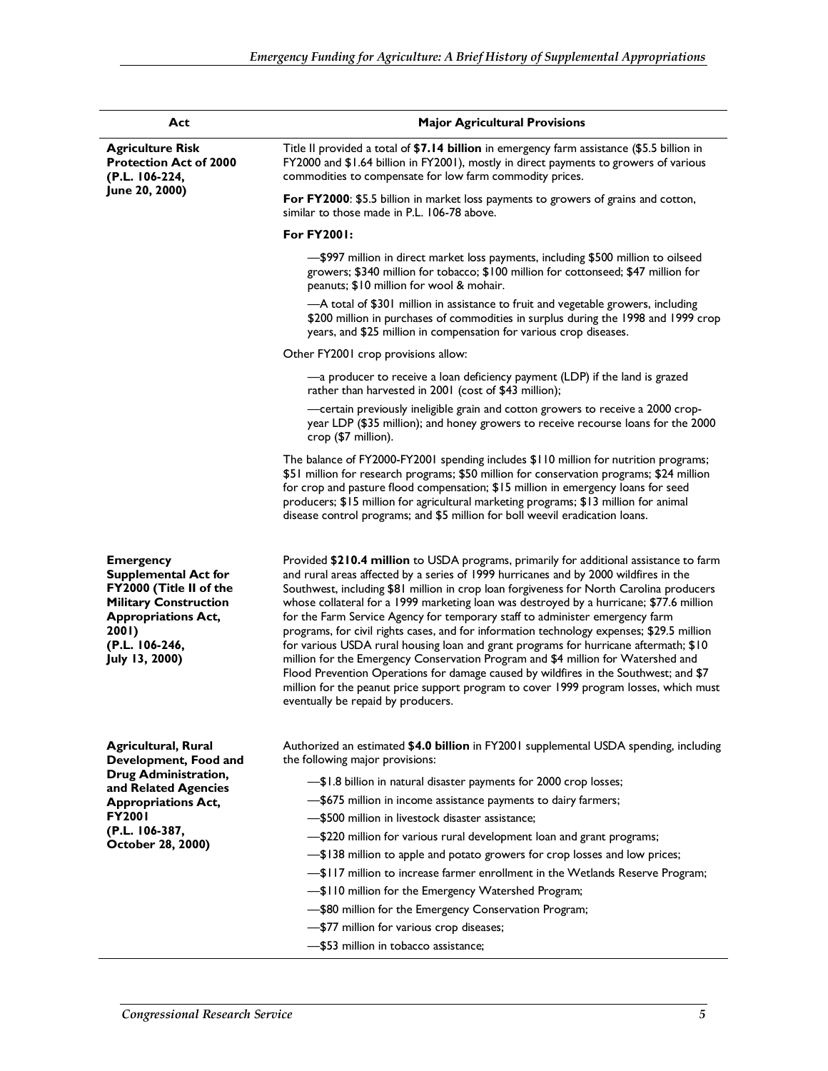| Act | Major Agricultural Provisions |
|---|---|
| **Agriculture Risk Protection Act of 2000 (P.L. 106-224, June 20, 2000)** | Title II provided a total of **$7.14 billion** in emergency farm assistance ($5.5 billion in FY2000 and $1.64 billion in FY2001), mostly in direct payments to growers of various commodities to compensate for low farm commodity prices.<br><br>**For FY2000**: $5.5 billion in market loss payments to growers of grains and cotton, similar to those made in P.L. 106-78 above.<br><br>**For FY2001:**<br><br>—$997 million in direct market loss payments, including $500 million to oilseed growers; $340 million for tobacco; $100 million for cottonseed; $47 million for peanuts; $10 million for wool & mohair.<br><br>—A total of $301 million in assistance to fruit and vegetable growers, including $200 million in purchases of commodities in surplus during the 1998 and 1999 crop years, and $25 million in compensation for various crop diseases.<br><br>Other FY2001 crop provisions allow:<br><br>—a producer to receive a loan deficiency payment (LDP) if the land is grazed rather than harvested in 2001 (cost of $43 million);<br><br>—certain previously ineligible grain and cotton growers to receive a 2000 crop-year LDP ($35 million); and honey growers to receive recourse loans for the 2000 crop ($7 million).<br><br>The balance of FY2000-FY2001 spending includes $110 million for nutrition programs; $51 million for research programs; $50 million for conservation programs; $24 million for crop and pasture flood compensation; $15 million in emergency loans for seed producers; $15 million for agricultural marketing programs; $13 million for animal disease control programs; and $5 million for boll weevil eradication loans. |
| **Emergency Supplemental Act for FY2000 (Title II of the Military Construction Appropriations Act, 2001) (P.L. 106-246, July 13, 2000)** | Provided **$210.4 million** to USDA programs, primarily for additional assistance to farm and rural areas affected by a series of 1999 hurricanes and by 2000 wildfires in the Southwest, including $81 million in crop loan forgiveness for North Carolina producers whose collateral for a 1999 marketing loan was destroyed by a hurricane; $77.6 million for the Farm Service Agency for temporary staff to administer emergency farm programs, for civil rights cases, and for information technology expenses; $29.5 million for various USDA rural housing loan and grant programs for hurricane aftermath; $10 million for the Emergency Conservation Program and $4 million for Watershed and Flood Prevention Operations for damage caused by wildfires in the Southwest; and $7 million for the peanut price support program to cover 1999 program losses, which must eventually be repaid by producers. |
| **Agricultural, Rural Development, Food and Drug Administration, and Related Agencies Appropriations Act, FY2001 (P.L. 106-387, October 28, 2000)** | Authorized an estimated **$4.0 billion** in FY2001 supplemental USDA spending, including the following major provisions:<br><br>—$1.8 billion in natural disaster payments for 2000 crop losses;<br>—$675 million in income assistance payments to dairy farmers;<br>—$500 million in livestock disaster assistance;<br>—$220 million for various rural development loan and grant programs;<br>—$138 million to apple and potato growers for crop losses and low prices;<br>—$117 million to increase farmer enrollment in the Wetlands Reserve Program;<br>—$110 million for the Emergency Watershed Program;<br>—$80 million for the Emergency Conservation Program;<br>—$77 million for various crop diseases;<br>—$53 million in tobacco assistance; |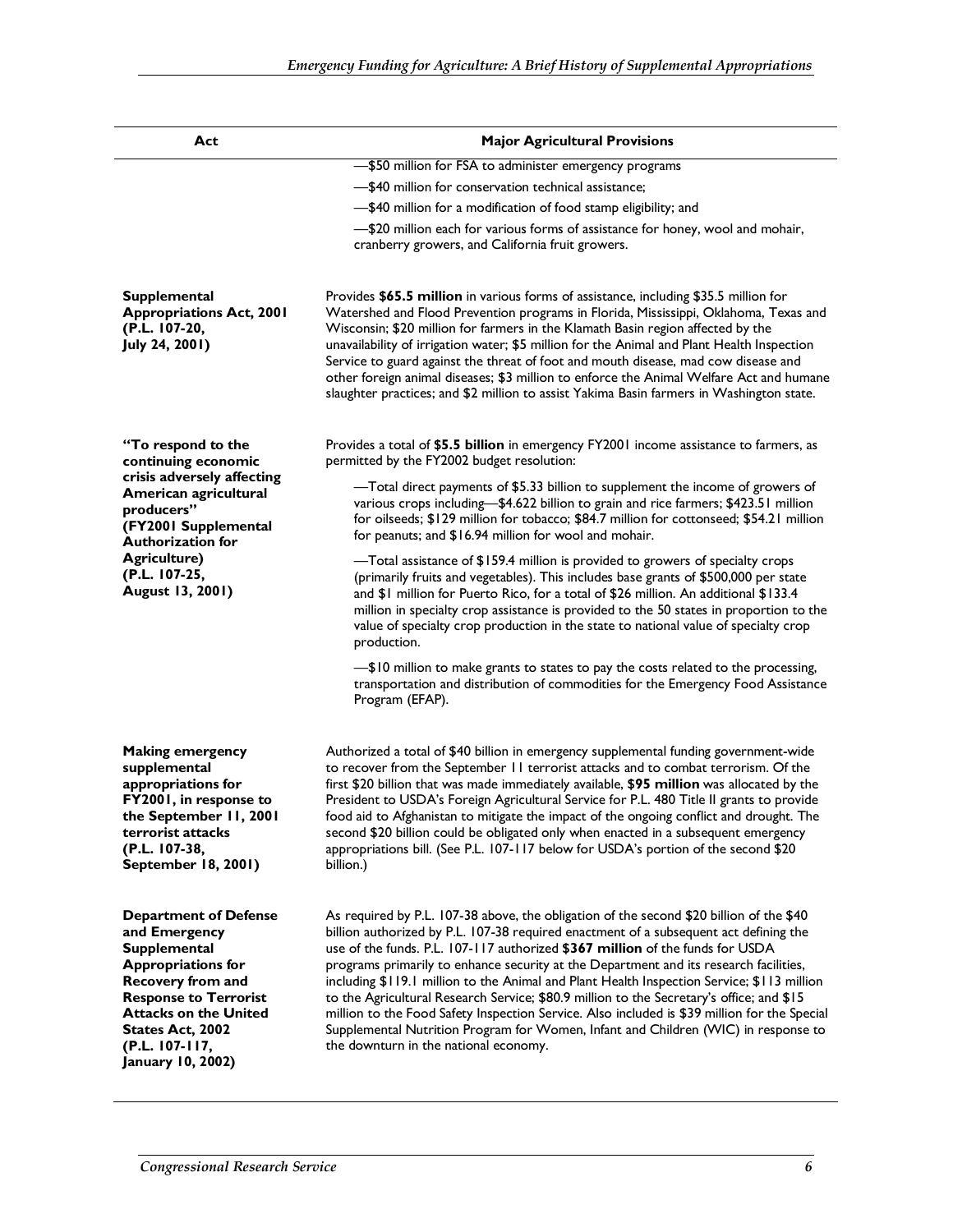| Act | Major Agricultural Provisions |
|---|---|
| | —$50 million for FSA to administer emergency programs<br>—$40 million for conservation technical assistance;<br>—$40 million for a modification of food stamp eligibility; and<br>—$20 million each for various forms of assistance for honey, wool and mohair, cranberry growers, and California fruit growers. |
| **Supplemental Appropriations Act, 2001 (P.L. 107-20, July 24, 2001)** | Provides **$65.5 million** in various forms of assistance, including $35.5 million for Watershed and Flood Prevention programs in Florida, Mississippi, Oklahoma, Texas and Wisconsin; $20 million for farmers in the Klamath Basin region affected by the unavailability of irrigation water; $5 million for the Animal and Plant Health Inspection Service to guard against the threat of foot and mouth disease, mad cow disease and other foreign animal diseases; $3 million to enforce the Animal Welfare Act and humane slaughter practices; and $2 million to assist Yakima Basin farmers in Washington state. |
| **"To respond to the continuing economic crisis adversely affecting American agricultural producers" (FY2001 Supplemental Authorization for Agriculture) (P.L. 107-25, August 13, 2001)** | Provides a total of **$5.5 billion** in emergency FY2001 income assistance to farmers, as permitted by the FY2002 budget resolution:<br>—Total direct payments of $5.33 billion to supplement the income of growers of various crops including—$4.622 billion to grain and rice farmers; $423.51 million for oilseeds; $129 million for tobacco; $84.7 million for cottonseed; $54.21 million for peanuts; and $16.94 million for wool and mohair.<br>—Total assistance of $159.4 million is provided to growers of specialty crops (primarily fruits and vegetables). This includes base grants of $500,000 per state and $1 million for Puerto Rico, for a total of $26 million. An additional $133.4 million in specialty crop assistance is provided to the 50 states in proportion to the value of specialty crop production in the state to national value of specialty crop production.<br>—$10 million to make grants to states to pay the costs related to the processing, transportation and distribution of commodities for the Emergency Food Assistance Program (EFAP). |
| **Making emergency supplemental appropriations for FY2001, in response to the September 11, 2001 terrorist attacks (P.L. 107-38, September 18, 2001)** | Authorized a total of $40 billion in emergency supplemental funding government-wide to recover from the September 11 terrorist attacks and to combat terrorism. Of the first $20 billion that was made immediately available, **$95 million** was allocated by the President to USDA's Foreign Agricultural Service for P.L. 480 Title II grants to provide food aid to Afghanistan to mitigate the impact of the ongoing conflict and drought. The second $20 billion could be obligated only when enacted in a subsequent emergency appropriations bill. (See P.L. 107-117 below for USDA's portion of the second $20 billion.) |
| **Department of Defense and Emergency Supplemental Appropriations for Recovery from and Response to Terrorist Attacks on the United States Act, 2002 (P.L. 107-117, January 10, 2002)** | As required by P.L. 107-38 above, the obligation of the second $20 billion of the $40 billion authorized by P.L. 107-38 required enactment of a subsequent act defining the use of the funds. P.L. 107-117 authorized **$367 million** of the funds for USDA programs primarily to enhance security at the Department and its research facilities, including $119.1 million to the Animal and Plant Health Inspection Service; $113 million to the Agricultural Research Service; $80.9 million to the Secretary's office; and $15 million to the Food Safety Inspection Service. Also included is $39 million for the Special Supplemental Nutrition Program for Women, Infant and Children (WIC) in response to the downturn in the national economy. |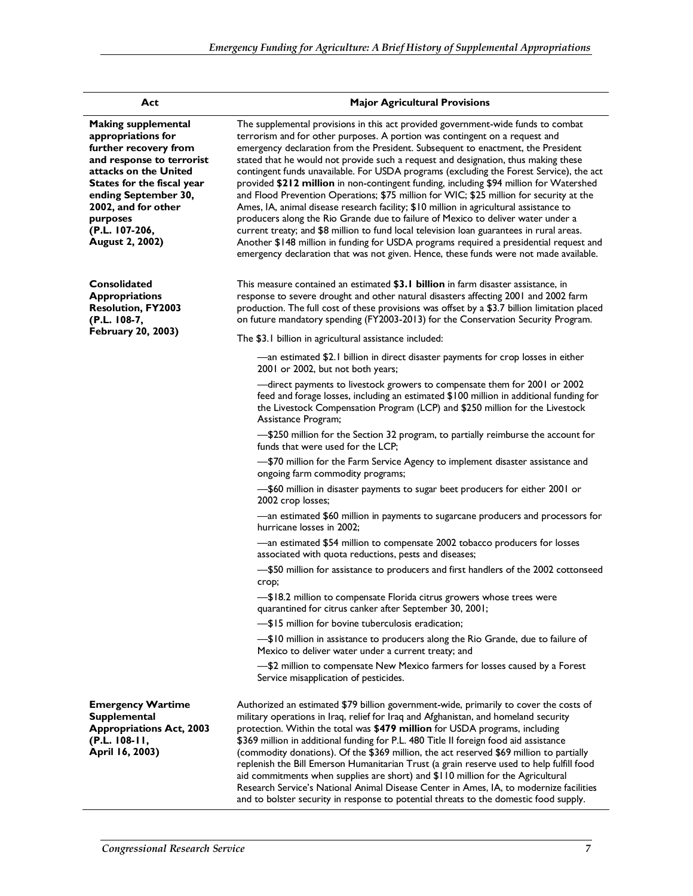| Act | Major Agricultural Provisions |
| --- | --- |
| **Making supplemental appropriations for further recovery from and response to terrorist attacks on the United States for the fiscal year ending September 30, 2002, and for other purposes (P.L. 107-206, August 2, 2002)** | The supplemental provisions in this act provided government-wide funds to combat terrorism and for other purposes. A portion was contingent on a request and emergency declaration from the President. Subsequent to enactment, the President stated that he would not provide such a request and designation, thus making these contingent funds unavailable. For USDA programs (excluding the Forest Service), the act provided **$212 million** in non-contingent funding, including $94 million for Watershed and Flood Prevention Operations; $75 million for WIC; $25 million for security at the Ames, IA, animal disease research facility; $10 million in agricultural assistance to producers along the Rio Grande due to failure of Mexico to deliver water under a current treaty; and $8 million to fund local television loan guarantees in rural areas. Another $148 million in funding for USDA programs required a presidential request and emergency declaration that was not given. Hence, these funds were not made available. |
| **Consolidated Appropriations Resolution, FY2003 (P.L. 108-7, February 20, 2003)** | This measure contained an estimated **$3.1 billion** in farm disaster assistance, in response to severe drought and other natural disasters affecting 2001 and 2002 farm production. The full cost of these provisions was offset by a $3.7 billion limitation placed on future mandatory spending (FY2003-2013) for the Conservation Security Program.<br><br>The $3.1 billion in agricultural assistance included:<br><br>—an estimated $2.1 billion in direct disaster payments for crop losses in either 2001 or 2002, but not both years;<br><br>—direct payments to livestock growers to compensate them for 2001 or 2002 feed and forage losses, including an estimated $100 million in additional funding for the Livestock Compensation Program (LCP) and $250 million for the Livestock Assistance Program;<br><br>—$250 million for the Section 32 program, to partially reimburse the account for funds that were used for the LCP;<br><br>—$70 million for the Farm Service Agency to implement disaster assistance and ongoing farm commodity programs;<br><br>—$60 million in disaster payments to sugar beet producers for either 2001 or 2002 crop losses;<br><br>—an estimated $60 million in payments to sugarcane producers and processors for hurricane losses in 2002;<br><br>—an estimated $54 million to compensate 2002 tobacco producers for losses associated with quota reductions, pests and diseases;<br><br>—$50 million for assistance to producers and first handlers of the 2002 cottonseed crop;<br><br>—$18.2 million to compensate Florida citrus growers whose trees were quarantined for citrus canker after September 30, 2001;<br><br>—$15 million for bovine tuberculosis eradication;<br><br>—$10 million in assistance to producers along the Rio Grande, due to failure of Mexico to deliver water under a current treaty; and<br><br>—$2 million to compensate New Mexico farmers for losses caused by a Forest Service misapplication of pesticides. |
| **Emergency Wartime Supplemental Appropriations Act, 2003 (P.L. 108-11, April 16, 2003)** | Authorized an estimated $79 billion government-wide, primarily to cover the costs of military operations in Iraq, relief for Iraq and Afghanistan, and homeland security protection. Within the total was **$479 million** for USDA programs, including $369 million in additional funding for P.L. 480 Title II foreign food aid assistance (commodity donations). Of the $369 million, the act reserved $69 million to partially replenish the Bill Emerson Humanitarian Trust (a grain reserve used to help fulfill food aid commitments when supplies are short) and $110 million for the Agricultural Research Service's National Animal Disease Center in Ames, IA, to modernize facilities and to bolster security in response to potential threats to the domestic food supply. |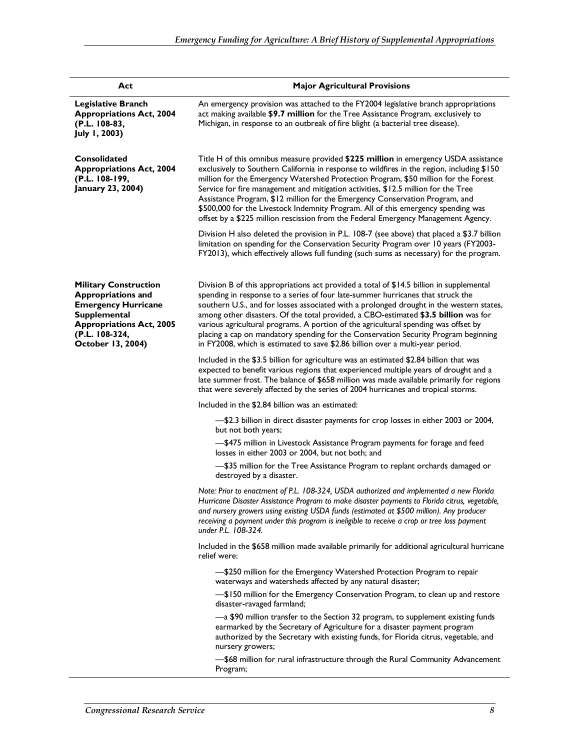| Act | Major Agricultural Provisions |
|---|---|
| **Legislative Branch Appropriations Act, 2004 (P.L. 108-83, July 1, 2003)** | An emergency provision was attached to the FY2004 legislative branch appropriations act making available **$9.7 million** for the Tree Assistance Program, exclusively to Michigan, in response to an outbreak of fire blight (a bacterial tree disease). |
| **Consolidated Appropriations Act, 2004 (P.L. 108-199, January 23, 2004)** | Title H of this omnibus measure provided **$225 million** in emergency USDA assistance exclusively to Southern California in response to wildfires in the region, including $150 million for the Emergency Watershed Protection Program, $50 million for the Forest Service for fire management and mitigation activities, $12.5 million for the Tree Assistance Program, $12 million for the Emergency Conservation Program, and $500,000 for the Livestock Indemnity Program. All of this emergency spending was offset by a $225 million rescission from the Federal Emergency Management Agency.<br><br>Division H also deleted the provision in P.L. 108-7 (see above) that placed a $3.7 billion limitation on spending for the Conservation Security Program over 10 years (FY2003-FY2013), which effectively allows full funding (such sums as necessary) for the program. |
| **Military Construction Appropriations and Emergency Hurricane Supplemental Appropriations Act, 2005 (P.L. 108-324, October 13, 2004)** | Division B of this appropriations act provided a total of $14.5 billion in supplemental spending in response to a series of four late-summer hurricanes that struck the southern U.S., and for losses associated with a prolonged drought in the western states, among other disasters. Of the total provided, a CBO-estimated **$3.5 billion** was for various agricultural programs. A portion of the agricultural spending was offset by placing a cap on mandatory spending for the Conservation Security Program beginning in FY2008, which is estimated to save $2.86 billion over a multi-year period.<br><br>Included in the $3.5 billion for agriculture was an estimated $2.84 billion that was expected to benefit various regions that experienced multiple years of drought and a late summer frost. The balance of $658 million was made available primarily for regions that were severely affected by the series of 2004 hurricanes and tropical storms.<br><br>Included in the $2.84 billion was an estimated:<br><br>—$2.3 billion in direct disaster payments for crop losses in either 2003 or 2004, but not both years;<br><br>—$475 million in Livestock Assistance Program payments for forage and feed losses in either 2003 or 2004, but not both; and<br><br>—$35 million for the Tree Assistance Program to replant orchards damaged or destroyed by a disaster.<br><br>*Note: Prior to enactment of P.L. 108-324, USDA authorized and implemented a new Florida Hurricane Disaster Assistance Program to make disaster payments to Florida citrus, vegetable, and nursery growers using existing USDA funds (estimated at $500 million). Any producer receiving a payment under this program is ineligible to receive a crop or tree loss payment under P.L. 108-324.*<br><br>Included in the $658 million made available primarily for additional agricultural hurricane relief were:<br><br>—$250 million for the Emergency Watershed Protection Program to repair waterways and watersheds affected by any natural disaster;<br><br>—$150 million for the Emergency Conservation Program, to clean up and restore disaster-ravaged farmland;<br><br>—a $90 million transfer to the Section 32 program, to supplement existing funds earmarked by the Secretary of Agriculture for a disaster payment program authorized by the Secretary with existing funds, for Florida citrus, vegetable, and nursery growers;<br><br>—$68 million for rural infrastructure through the Rural Community Advancement Program; |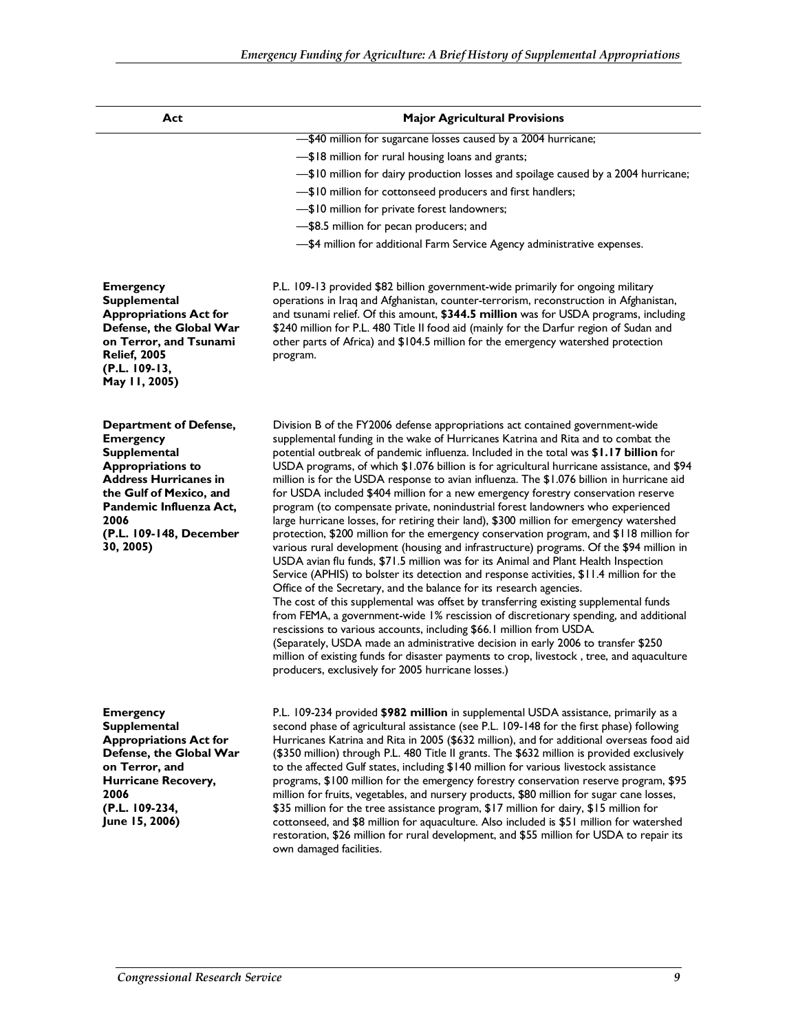| Act | Major Agricultural Provisions |
|---|---|
| | —$40 million for sugarcane losses caused by a 2004 hurricane;<br>—$18 million for rural housing loans and grants;<br>—$10 million for dairy production losses and spoilage caused by a 2004 hurricane;<br>—$10 million for cottonseed producers and first handlers;<br>—$10 million for private forest landowners;<br>—$8.5 million for pecan producers; and<br>—$4 million for additional Farm Service Agency administrative expenses. |
| **Emergency Supplemental Appropriations Act for Defense, the Global War on Terror, and Tsunami Relief, 2005 (P.L. 109-13, May 11, 2005)** | P.L. 109-13 provided $82 billion government-wide primarily for ongoing military operations in Iraq and Afghanistan, counter-terrorism, reconstruction in Afghanistan, and tsunami relief. Of this amount, **$344.5 million** was for USDA programs, including $240 million for P.L. 480 Title II food aid (mainly for the Darfur region of Sudan and other parts of Africa) and $104.5 million for the emergency watershed protection program. |
| **Department of Defense, Emergency Supplemental Appropriations to Address Hurricanes in the Gulf of Mexico, and Pandemic Influenza Act, 2006 (P.L. 109-148, December 30, 2005)** | Division B of the FY2006 defense appropriations act contained government-wide supplemental funding in the wake of Hurricanes Katrina and Rita and to combat the potential outbreak of pandemic influenza. Included in the total was **$1.17 billion** for USDA programs, of which $1.076 billion is for agricultural hurricane assistance, and $94 million is for the USDA response to avian influenza. The $1.076 billion in hurricane aid for USDA included $404 million for a new emergency forestry conservation reserve program (to compensate private, nonindustrial forest landowners who experienced large hurricane losses, for retiring their land), $300 million for emergency watershed protection, $200 million for the emergency conservation program, and $118 million for various rural development (housing and infrastructure) programs. Of the $94 million in USDA avian flu funds, $71.5 million was for its Animal and Plant Health Inspection Service (APHIS) to bolster its detection and response activities, $11.4 million for the Office of the Secretary, and the balance for its research agencies.<br>The cost of this supplemental was offset by transferring existing supplemental funds from FEMA, a government-wide 1% rescission of discretionary spending, and additional rescissions to various accounts, including $66.1 million from USDA.<br>(Separately, USDA made an administrative decision in early 2006 to transfer $250 million of existing funds for disaster payments to crop, livestock , tree, and aquaculture producers, exclusively for 2005 hurricane losses.) |
| **Emergency Supplemental Appropriations Act for Defense, the Global War on Terror, and Hurricane Recovery, 2006 (P.L. 109-234, June 15, 2006)** | P.L. 109-234 provided **$982 million** in supplemental USDA assistance, primarily as a second phase of agricultural assistance (see P.L. 109-148 for the first phase) following Hurricanes Katrina and Rita in 2005 ($632 million), and for additional overseas food aid ($350 million) through P.L. 480 Title II grants. The $632 million is provided exclusively to the affected Gulf states, including $140 million for various livestock assistance programs, $100 million for the emergency forestry conservation reserve program, $95 million for fruits, vegetables, and nursery products, $80 million for sugar cane losses, $35 million for the tree assistance program, $17 million for dairy, $15 million for cottonseed, and $8 million for aquaculture. Also included is $51 million for watershed restoration, $26 million for rural development, and $55 million for USDA to repair its own damaged facilities. |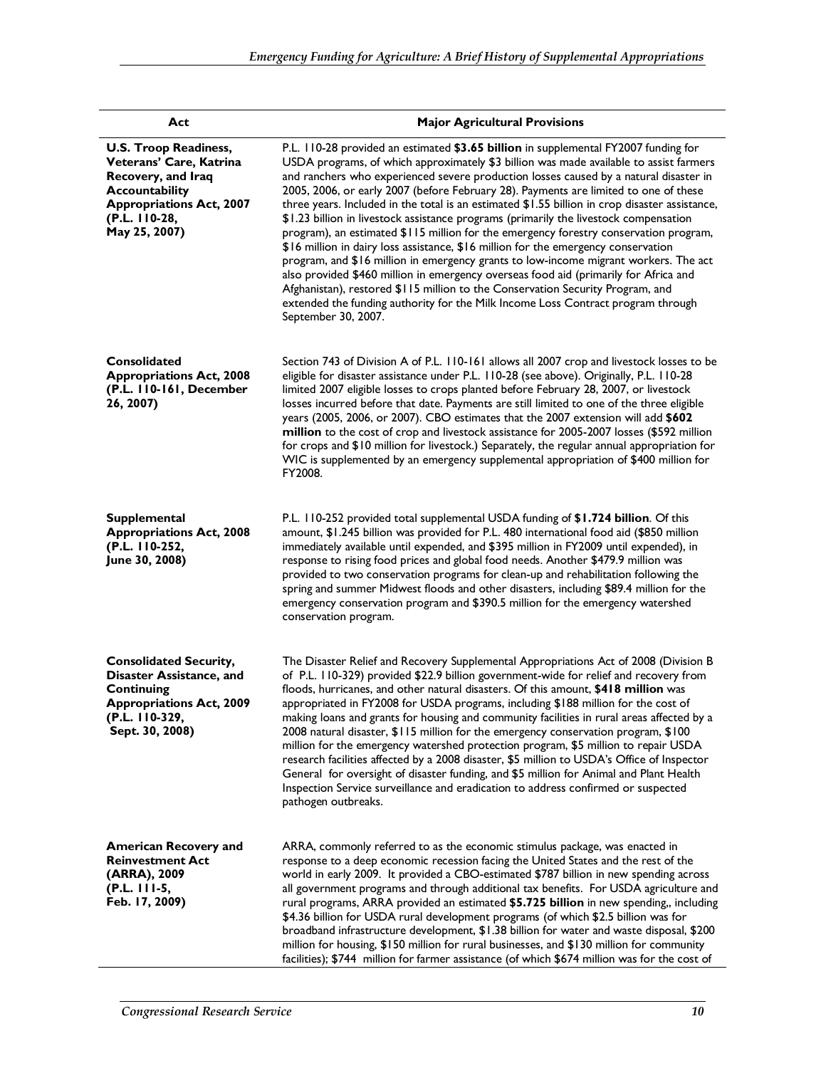| Act | Major Agricultural Provisions |
|---|---|
| **U.S. Troop Readiness, Veterans' Care, Katrina Recovery, and Iraq Accountability Appropriations Act, 2007 (P.L. 110-28, May 25, 2007)** | P.L. 110-28 provided an estimated **$3.65 billion** in supplemental FY2007 funding for USDA programs, of which approximately $3 billion was made available to assist farmers and ranchers who experienced severe production losses caused by a natural disaster in 2005, 2006, or early 2007 (before February 28). Payments are limited to one of these three years. Included in the total is an estimated $1.55 billion in crop disaster assistance, $1.23 billion in livestock assistance programs (primarily the livestock compensation program), an estimated $115 million for the emergency forestry conservation program, $16 million in dairy loss assistance, $16 million for the emergency conservation program, and $16 million in emergency grants to low-income migrant workers. The act also provided $460 million in emergency overseas food aid (primarily for Africa and Afghanistan), restored $115 million to the Conservation Security Program, and extended the funding authority for the Milk Income Loss Contract program through September 30, 2007. |
| **Consolidated Appropriations Act, 2008 (P.L. 110-161, December 26, 2007)** | Section 743 of Division A of P.L. 110-161 allows all 2007 crop and livestock losses to be eligible for disaster assistance under P.L. 110-28 (see above). Originally, P.L. 110-28 limited 2007 eligible losses to crops planted before February 28, 2007, or livestock losses incurred before that date. Payments are still limited to one of the three eligible years (2005, 2006, or 2007). CBO estimates that the 2007 extension will add **$602 million** to the cost of crop and livestock assistance for 2005-2007 losses ($592 million for crops and $10 million for livestock.) Separately, the regular annual appropriation for WIC is supplemented by an emergency supplemental appropriation of $400 million for FY2008. |
| **Supplemental Appropriations Act, 2008 (P.L. 110-252, June 30, 2008)** | P.L. 110-252 provided total supplemental USDA funding of **$1.724 billion**. Of this amount, $1.245 billion was provided for P.L. 480 international food aid ($850 million immediately available until expended, and $395 million in FY2009 until expended), in response to rising food prices and global food needs. Another $479.9 million was provided to two conservation programs for clean-up and rehabilitation following the spring and summer Midwest floods and other disasters, including $89.4 million for the emergency conservation program and $390.5 million for the emergency watershed conservation program. |
| **Consolidated Security, Disaster Assistance, and Continuing Appropriations Act, 2009 (P.L. 110-329, Sept. 30, 2008)** | The Disaster Relief and Recovery Supplemental Appropriations Act of 2008 (Division B of P.L. 110-329) provided $22.9 billion government-wide for relief and recovery from floods, hurricanes, and other natural disasters. Of this amount, **$418 million** was appropriated in FY2008 for USDA programs, including $188 million for the cost of making loans and grants for housing and community facilities in rural areas affected by a 2008 natural disaster, $115 million for the emergency conservation program, $100 million for the emergency watershed protection program, $5 million to repair USDA research facilities affected by a 2008 disaster, $5 million to USDA's Office of Inspector General for oversight of disaster funding, and $5 million for Animal and Plant Health Inspection Service surveillance and eradication to address confirmed or suspected pathogen outbreaks. |
| **American Recovery and Reinvestment Act (ARRA), 2009 (P.L. 111-5, Feb. 17, 2009)** | ARRA, commonly referred to as the economic stimulus package, was enacted in response to a deep economic recession facing the United States and the rest of the world in early 2009. It provided a CBO-estimated $787 billion in new spending across all government programs and through additional tax benefits. For USDA agriculture and rural programs, ARRA provided an estimated **$5.725 billion** in new spending,, including $4.36 billion for USDA rural development programs (of which $2.5 billion was for broadband infrastructure development, $1.38 billion for water and waste disposal, $200 million for housing, $150 million for rural businesses, and $130 million for community facilities); $744 million for farmer assistance (of which $674 million was for the cost of |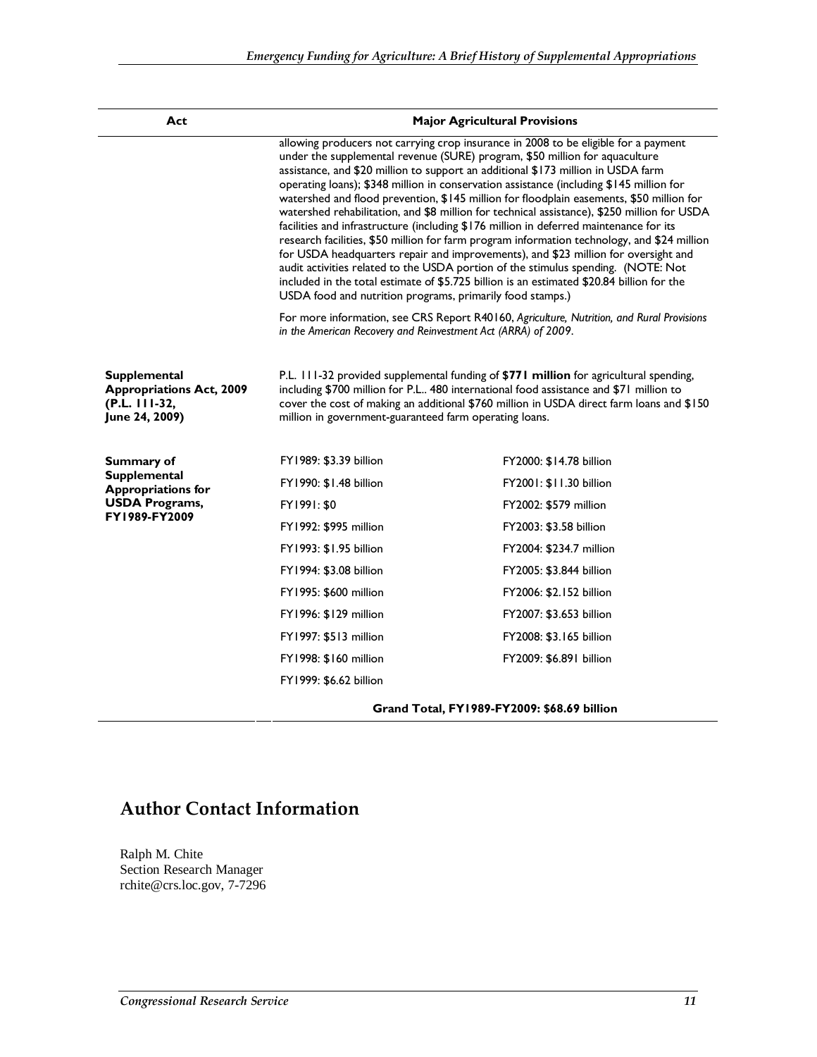| Act | Major Agricultural Provisions | |
|---|---|---|
| | allowing producers not carrying crop insurance in 2008 to be eligible for a payment under the supplemental revenue (SURE) program, $50 million for aquaculture assistance, and $20 million to support an additional $173 million in USDA farm operating loans); $348 million in conservation assistance (including $145 million for watershed and flood prevention, $145 million for floodplain easements, $50 million for watershed rehabilitation, and $8 million for technical assistance), $250 million for USDA facilities and infrastructure (including $176 million in deferred maintenance for its research facilities, $50 million for farm program information technology, and $24 million for USDA headquarters repair and improvements), and $23 million for oversight and audit activities related to the USDA portion of the stimulus spending. (NOTE: Not included in the total estimate of $5.725 billion is an estimated $20.84 billion for the USDA food and nutrition programs, primarily food stamps.)<br><br>For more information, see CRS Report R40160, *Agriculture, Nutrition, and Rural Provisions in the American Recovery and Reinvestment Act (ARRA) of 2009*. | |
| **Supplemental Appropriations Act, 2009 (P.L. 111-32, June 24, 2009)** | P.L. 111-32 provided supplemental funding of **$771 million** for agricultural spending, including $700 million for P.L.. 480 international food assistance and $71 million to cover the cost of making an additional $760 million in USDA direct farm loans and $150 million in government-guaranteed farm operating loans. | |
| **Summary of Supplemental Appropriations for USDA Programs, FY1989-FY2009** | FY1989: $3.39 billion | FY2000: $14.78 billion |
| | FY1990: $1.48 billion | FY2001: $11.30 billion |
| | FY1991: $0 | FY2002: $579 million |
| | FY1992: $995 million | FY2003: $3.58 billion |
| | FY1993: $1.95 billion | FY2004: $234.7 million |
| | FY1994: $3.08 billion | FY2005: $3.844 billion |
| | FY1995: $600 million | FY2006: $2.152 billion |
| | FY1996: $129 million | FY2007: $3.653 billion |
| | FY1997: $513 million | FY2008: $3.165 billion |
| | FY1998: $160 million | FY2009: $6.891 billion |
| | FY1999: $6.62 billion | |
| | **Grand Total, FY1989-FY2009: $68.69 billion** | |

## Author Contact Information

Ralph M. Chite
Section Research Manager
rchite@crs.loc.gov, 7-7296